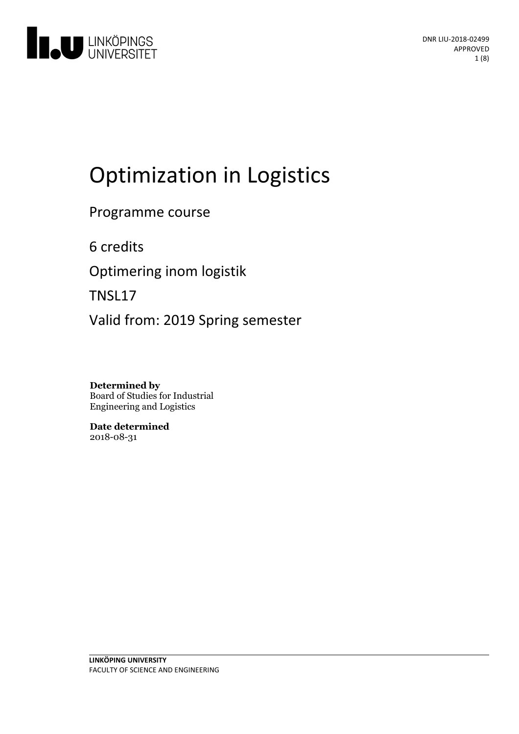# Optimization in Logistics

Programme course

6 credits

Optimering inom logistik

TNSL17

Valid from: 2019 Spring semester

**Determined by**
Board of Studies for Industrial Engineering and Logistics

**Date determined**
2018-08-31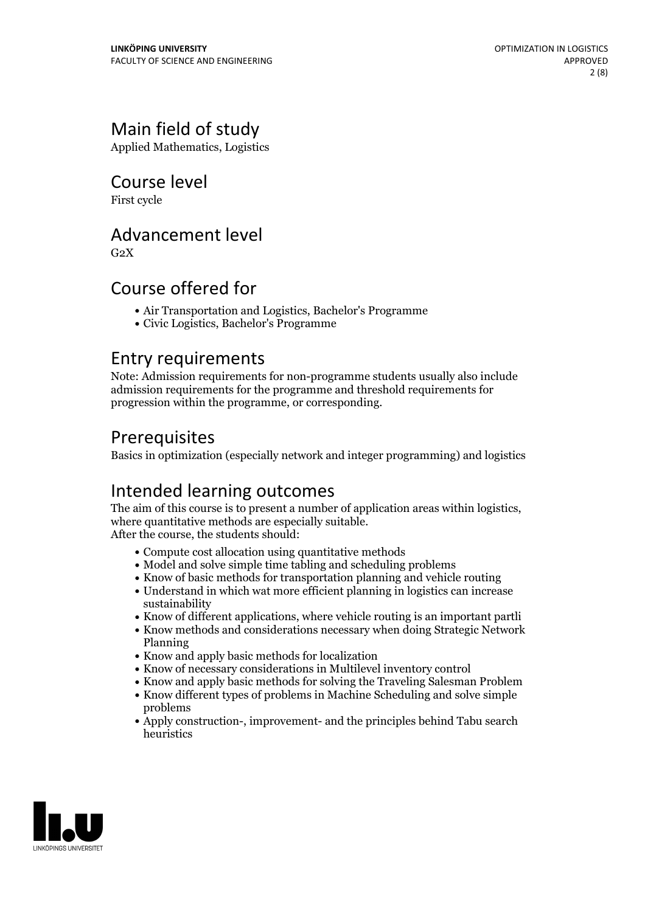## Main field of study

Applied Mathematics, Logistics

## Course level

First cycle

## Advancement level

G2X

## Course offered for

- Air Transportation and Logistics, Bachelor's Programme
- Civic Logistics, Bachelor's Programme

## Entry requirements

Note: Admission requirements for non-programme students usually also include admission requirements for the programme and threshold requirements for progression within the programme, or corresponding.

## Prerequisites

Basics in optimization (especially network and integer programming) and logistics

## Intended learning outcomes

The aim of this course is to present a number of application areas within logistics, where quantitative methods are especially suitable.
After the course, the students should:

- Compute cost allocation using quantitative methods
- Model and solve simple time tabling and scheduling problems
- Know of basic methods for transportation planning and vehicle routing
- Understand in which wat more efficient planning in logistics can increase sustainability
- Know of different applications, where vehicle routing is an important partli
- Know methods and considerations necessary when doing Strategic Network Planning
- Know and apply basic methods for localization
- Know of necessary considerations in Multilevel inventory control
- Know and apply basic methods for solving the Traveling Salesman Problem
- Know different types of problems in Machine Scheduling and solve simple problems
- Apply construction-, improvement- and the principles behind Tabu search heuristics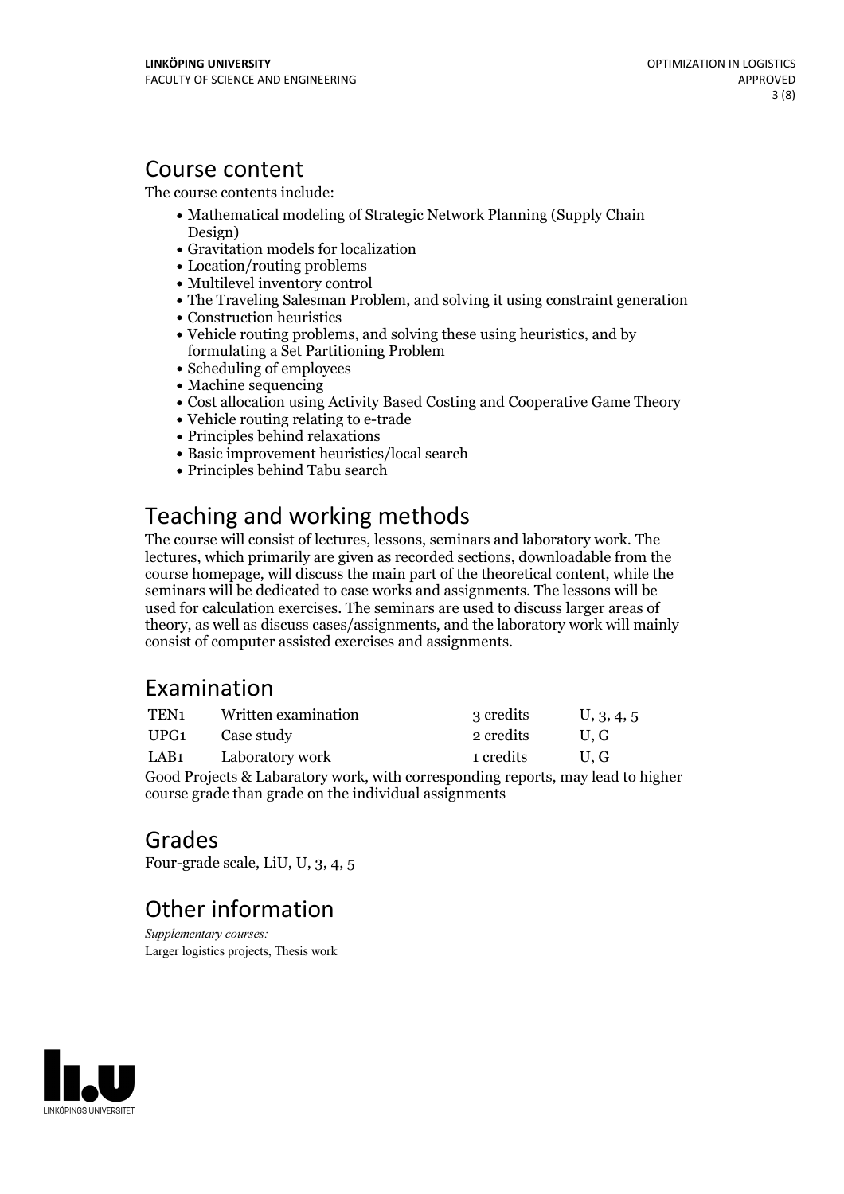## Course content

The course contents include:

- Mathematical modeling of Strategic Network Planning (Supply Chain Design)
- Gravitation models for localization
- Location/routing problems
- Multilevel inventory control
- The Traveling Salesman Problem, and solving it using constraint generation
- Construction heuristics
- Vehicle routing problems, and solving these using heuristics, and by formulating a Set Partitioning Problem
- Scheduling of employees
- Machine sequencing
- Cost allocation using Activity Based Costing and Cooperative Game Theory
- Vehicle routing relating to e-trade
- Principles behind relaxations
- Basic improvement heuristics/local search
- Principles behind Tabu search

## Teaching and working methods

The course will consist of lectures, lessons, seminars and laboratory work. The lectures, which primarily are given as recorded sections, downloadable from the course homepage, will discuss the main part of the theoretical content, while the seminars will be dedicated to case works and assignments. The lessons will be used for calculation exercises. The seminars are used to discuss larger areas of theory, as well as discuss cases/assignments, and the laboratory work will mainly consist of computer assisted exercises and assignments.

## Examination

| | | | |
|---|---|---|---|
| TEN1 | Written examination | 3 credits | U, 3, 4, 5 |
| UPG1 | Case study | 2 credits | U, G |
| LAB1 | Laboratory work | 1 credits | U, G |

Good Projects & Labaratory work, with corresponding reports, may lead to higher course grade than grade on the individual assignments

## Grades

Four-grade scale, LiU, U, 3, 4, 5

## Other information

*Supplementary courses:*
Larger logistics projects, Thesis work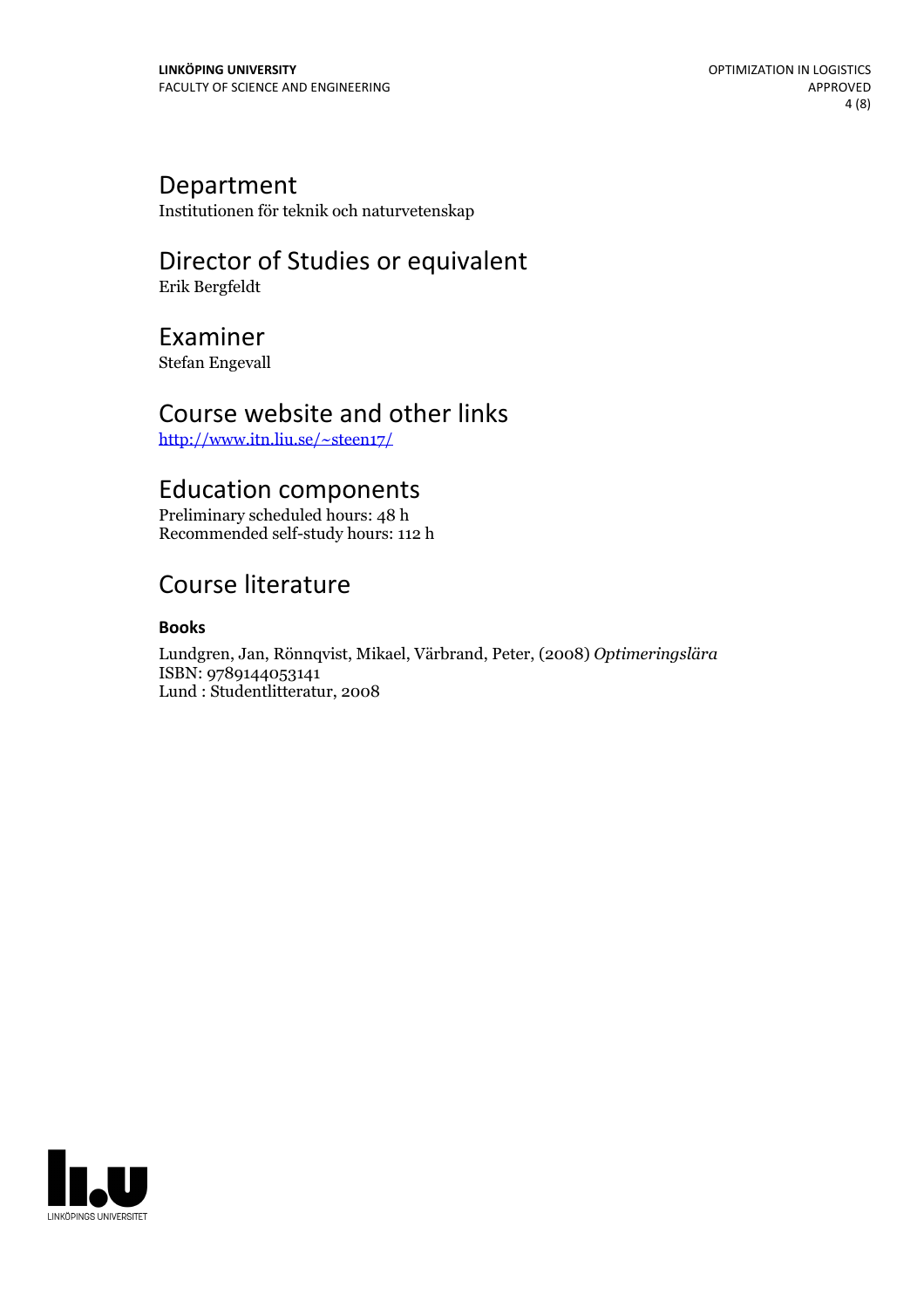## Department

Institutionen för teknik och naturvetenskap

## Director of Studies or equivalent

Erik Bergfeldt

## Examiner

Stefan Engevall

## Course website and other links

[http://www.itn.liu.se/~steen17/](http://www.itn.liu.se/~steen17/)

## Education components

Preliminary scheduled hours: 48 h
Recommended self-study hours: 112 h

## Course literature

### Books

Lundgren, Jan, Rönnqvist, Mikael, Värbrand, Peter, (2008) *Optimeringslära*
ISBN: 9789144053141
Lund : Studentlitteratur, 2008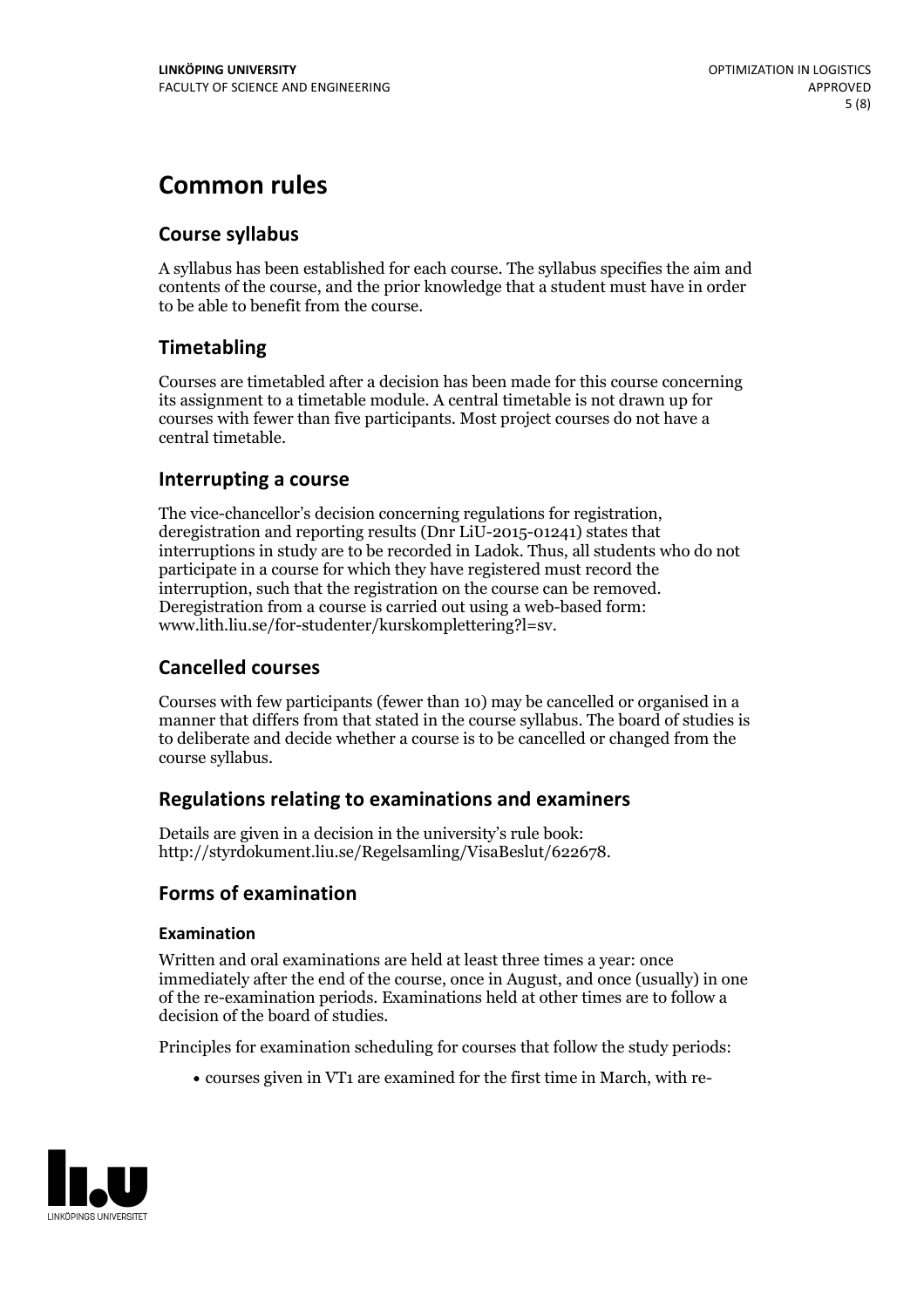# Common rules

## Course syllabus

A syllabus has been established for each course. The syllabus specifies the aim and contents of the course, and the prior knowledge that a student must have in order to be able to benefit from the course.

## Timetabling

Courses are timetabled after a decision has been made for this course concerning its assignment to a timetable module. A central timetable is not drawn up for courses with fewer than five participants. Most project courses do not have a central timetable.

## Interrupting a course

The vice-chancellor's decision concerning regulations for registration, deregistration and reporting results (Dnr LiU-2015-01241) states that interruptions in study are to be recorded in Ladok. Thus, all students who do not participate in a course for which they have registered must record the interruption, such that the registration on the course can be removed. Deregistration from a course is carried out using a web-based form: www.lith.liu.se/for-studenter/kurskomplettering?l=sv.

## Cancelled courses

Courses with few participants (fewer than 10) may be cancelled or organised in a manner that differs from that stated in the course syllabus. The board of studies is to deliberate and decide whether a course is to be cancelled or changed from the course syllabus.

## Regulations relating to examinations and examiners

Details are given in a decision in the university's rule book: http://styrdokument.liu.se/Regelsamling/VisaBeslut/622678.

## Forms of examination

### Examination

Written and oral examinations are held at least three times a year: once immediately after the end of the course, once in August, and once (usually) in one of the re-examination periods. Examinations held at other times are to follow a decision of the board of studies.

Principles for examination scheduling for courses that follow the study periods:

- courses given in VT1 are examined for the first time in March, with re-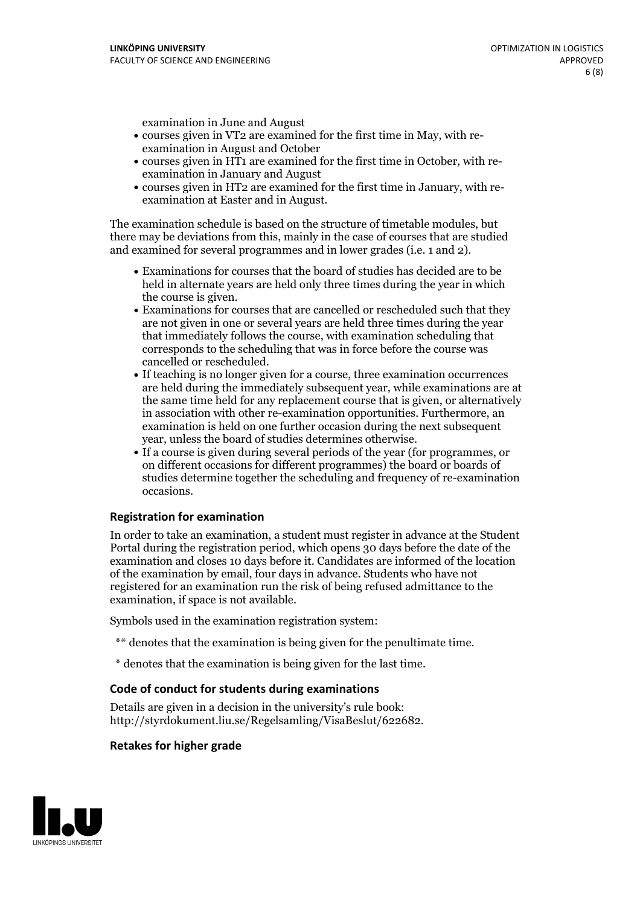examination in June and August

- courses given in VT2 are examined for the first time in May, with re-examination in August and October
- courses given in HT1 are examined for the first time in October, with re-examination in January and August
- courses given in HT2 are examined for the first time in January, with re-examination at Easter and in August.

The examination schedule is based on the structure of timetable modules, but there may be deviations from this, mainly in the case of courses that are studied and examined for several programmes and in lower grades (i.e. 1 and 2).

- Examinations for courses that the board of studies has decided are to be held in alternate years are held only three times during the year in which the course is given.
- Examinations for courses that are cancelled or rescheduled such that they are not given in one or several years are held three times during the year that immediately follows the course, with examination scheduling that corresponds to the scheduling that was in force before the course was cancelled or rescheduled.
- If teaching is no longer given for a course, three examination occurrences are held during the immediately subsequent year, while examinations are at the same time held for any replacement course that is given, or alternatively in association with other re-examination opportunities. Furthermore, an examination is held on one further occasion during the next subsequent year, unless the board of studies determines otherwise.
- If a course is given during several periods of the year (for programmes, or on different occasions for different programmes) the board or boards of studies determine together the scheduling and frequency of re-examination occasions.

### Registration for examination

In order to take an examination, a student must register in advance at the Student Portal during the registration period, which opens 30 days before the date of the examination and closes 10 days before it. Candidates are informed of the location of the examination by email, four days in advance. Students who have not registered for an examination run the risk of being refused admittance to the examination, if space is not available.

Symbols used in the examination registration system:

** denotes that the examination is being given for the penultimate time.

* denotes that the examination is being given for the last time.

### Code of conduct for students during examinations

Details are given in a decision in the university's rule book: http://styrdokument.liu.se/Regelsamling/VisaBeslut/622682.

### Retakes for higher grade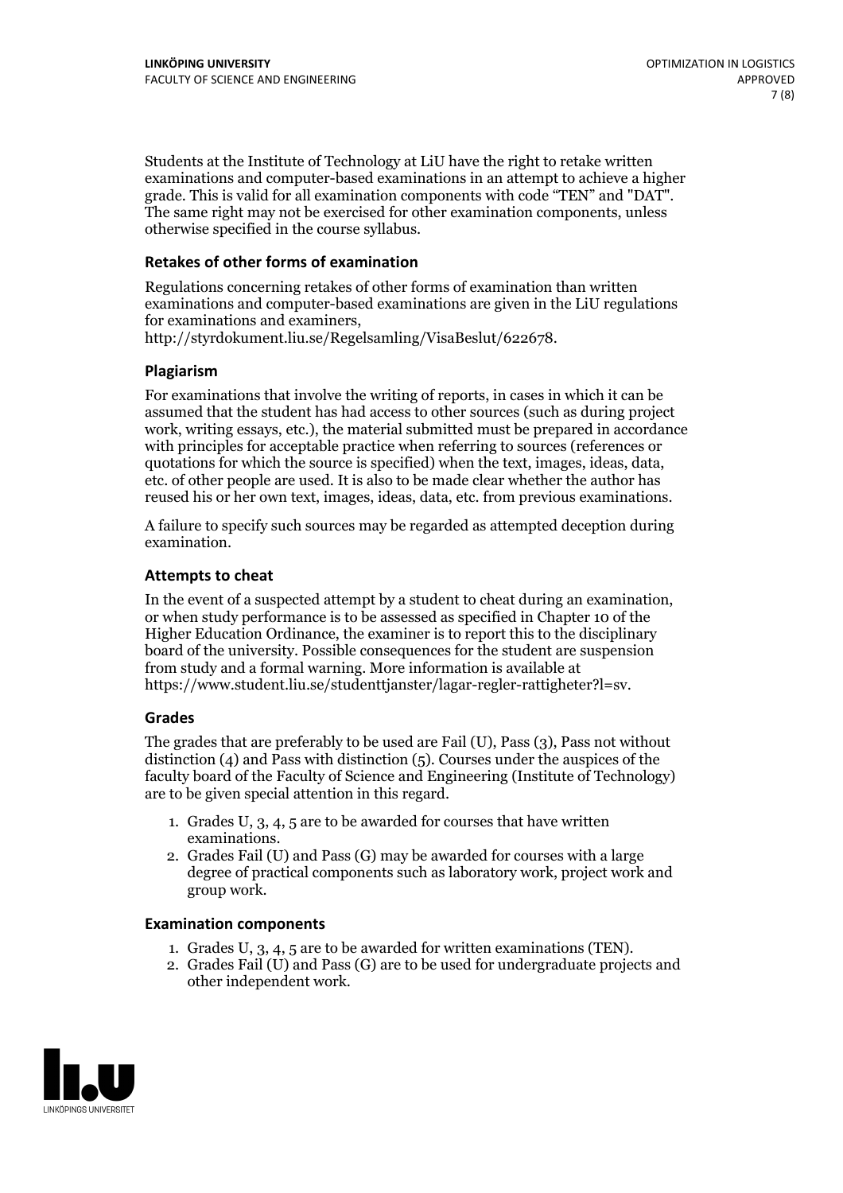Students at the Institute of Technology at LiU have the right to retake written examinations and computer-based examinations in an attempt to achieve a higher grade. This is valid for all examination components with code "TEN" and "DAT". The same right may not be exercised for other examination components, unless otherwise specified in the course syllabus.

### Retakes of other forms of examination

Regulations concerning retakes of other forms of examination than written examinations and computer-based examinations are given in the LiU regulations for examinations and examiners, http://styrdokument.liu.se/Regelsamling/VisaBeslut/622678.

### Plagiarism

For examinations that involve the writing of reports, in cases in which it can be assumed that the student has had access to other sources (such as during project work, writing essays, etc.), the material submitted must be prepared in accordance with principles for acceptable practice when referring to sources (references or quotations for which the source is specified) when the text, images, ideas, data, etc. of other people are used. It is also to be made clear whether the author has reused his or her own text, images, ideas, data, etc. from previous examinations.

A failure to specify such sources may be regarded as attempted deception during examination.

### Attempts to cheat

In the event of a suspected attempt by a student to cheat during an examination, or when study performance is to be assessed as specified in Chapter 10 of the Higher Education Ordinance, the examiner is to report this to the disciplinary board of the university. Possible consequences for the student are suspension from study and a formal warning. More information is available at https://www.student.liu.se/studenttjanster/lagar-regler-rattigheter?l=sv.

### Grades

The grades that are preferably to be used are Fail (U), Pass (3), Pass not without distinction (4) and Pass with distinction (5). Courses under the auspices of the faculty board of the Faculty of Science and Engineering (Institute of Technology) are to be given special attention in this regard.

1. Grades U, 3, 4, 5 are to be awarded for courses that have written examinations.
2. Grades Fail (U) and Pass (G) may be awarded for courses with a large degree of practical components such as laboratory work, project work and group work.

### Examination components

1. Grades U, 3, 4, 5 are to be awarded for written examinations (TEN).
2. Grades Fail (U) and Pass (G) are to be used for undergraduate projects and other independent work.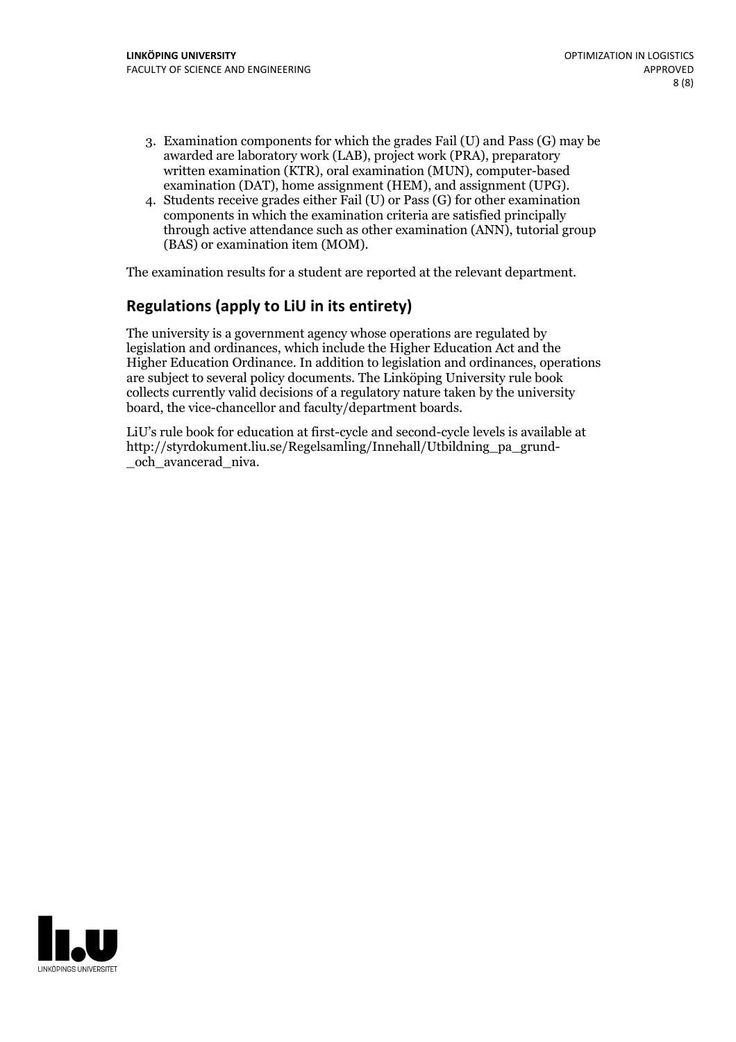3. Examination components for which the grades Fail (U) and Pass (G) may be awarded are laboratory work (LAB), project work (PRA), preparatory written examination (KTR), oral examination (MUN), computer-based examination (DAT), home assignment (HEM), and assignment (UPG).
4. Students receive grades either Fail (U) or Pass (G) for other examination components in which the examination criteria are satisfied principally through active attendance such as other examination (ANN), tutorial group (BAS) or examination item (MOM).

The examination results for a student are reported at the relevant department.

## Regulations (apply to LiU in its entirety)

The university is a government agency whose operations are regulated by legislation and ordinances, which include the Higher Education Act and the Higher Education Ordinance. In addition to legislation and ordinances, operations are subject to several policy documents. The Linköping University rule book collects currently valid decisions of a regulatory nature taken by the university board, the vice-chancellor and faculty/department boards.

LiU's rule book for education at first-cycle and second-cycle levels is available at http://styrdokument.liu.se/Regelsamling/Innehall/Utbildning_pa_grund-_och_avancerad_niva.